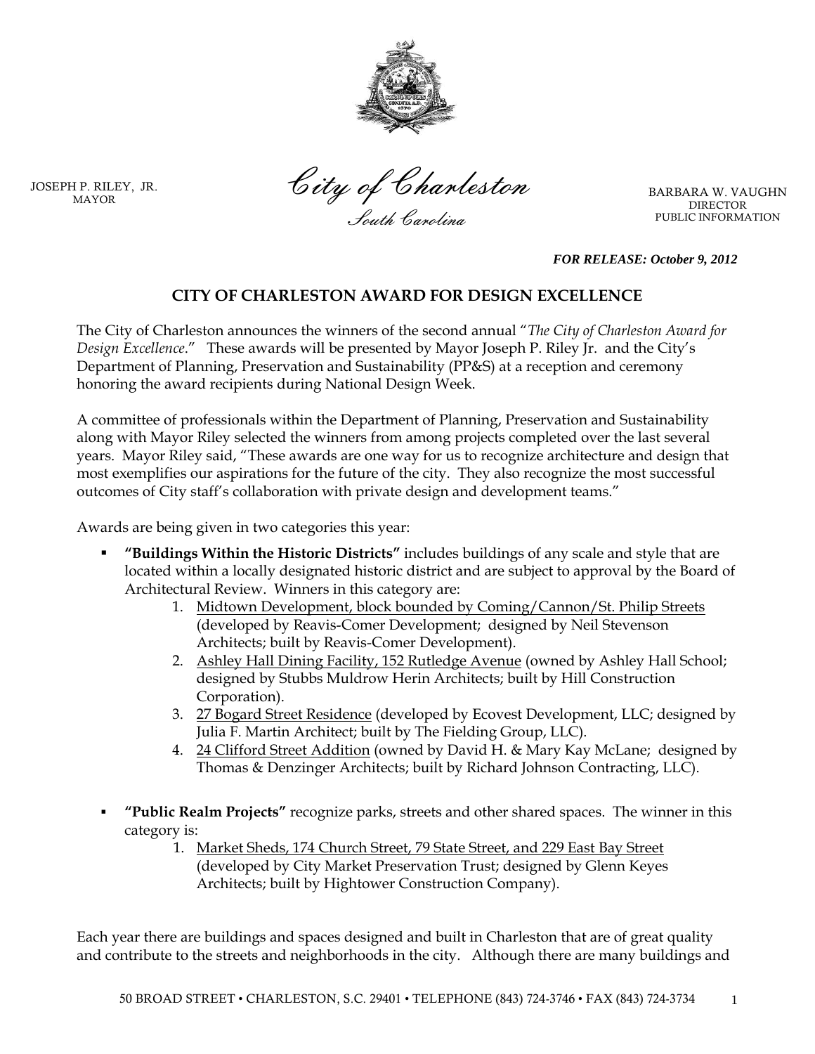JOSEPH P. RILEY, JR.
MAYOR

*City of Charleston*
*South Carolina*

BARBARA W. VAUGHN
DIRECTOR
PUBLIC INFORMATION

***FOR RELEASE: October 9, 2012***

## CITY OF CHARLESTON AWARD FOR DESIGN EXCELLENCE

The City of Charleston announces the winners of the second annual "*The City of Charleston Award for Design Excellence*." These awards will be presented by Mayor Joseph P. Riley Jr. and the City's Department of Planning, Preservation and Sustainability (PP&S) at a reception and ceremony honoring the award recipients during National Design Week.

A committee of professionals within the Department of Planning, Preservation and Sustainability along with Mayor Riley selected the winners from among projects completed over the last several years. Mayor Riley said, "These awards are one way for us to recognize architecture and design that most exemplifies our aspirations for the future of the city. They also recognize the most successful outcomes of City staff's collaboration with private design and development teams."

Awards are being given in two categories this year:

- **"Buildings Within the Historic Districts"** includes buildings of any scale and style that are located within a locally designated historic district and are subject to approval by the Board of Architectural Review. Winners in this category are:
    1. Midtown Development, block bounded by Coming/Cannon/St. Philip Streets (developed by Reavis-Comer Development; designed by Neil Stevenson Architects; built by Reavis-Comer Development).
    2. Ashley Hall Dining Facility, 152 Rutledge Avenue (owned by Ashley Hall School; designed by Stubbs Muldrow Herin Architects; built by Hill Construction Corporation).
    3. 27 Bogard Street Residence (developed by Ecovest Development, LLC; designed by Julia F. Martin Architect; built by The Fielding Group, LLC).
    4. 24 Clifford Street Addition (owned by David H. & Mary Kay McLane; designed by Thomas & Denzinger Architects; built by Richard Johnson Contracting, LLC).

- **"Public Realm Projects"** recognize parks, streets and other shared spaces. The winner in this category is:
    1. Market Sheds, 174 Church Street, 79 State Street, and 229 East Bay Street (developed by City Market Preservation Trust; designed by Glenn Keyes Architects; built by Hightower Construction Company).

Each year there are buildings and spaces designed and built in Charleston that are of great quality and contribute to the streets and neighborhoods in the city. Although there are many buildings and

50 BROAD STREET • CHARLESTON, S.C. 29401 • TELEPHONE (843) 724-3746 • FAX (843) 724-3734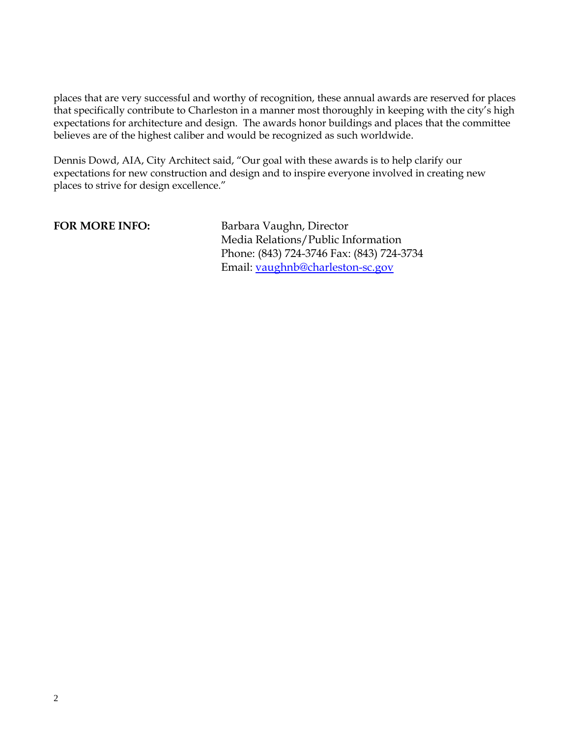places that are very successful and worthy of recognition, these annual awards are reserved for places that specifically contribute to Charleston in a manner most thoroughly in keeping with the city's high expectations for architecture and design. The awards honor buildings and places that the committee believes are of the highest caliber and would be recognized as such worldwide.

Dennis Dowd, AIA, City Architect said, "Our goal with these awards is to help clarify our expectations for new construction and design and to inspire everyone involved in creating new places to strive for design excellence."

**FOR MORE INFO:** Barbara Vaughn, Director
Media Relations/Public Information
Phone: (843) 724-3746 Fax: (843) 724-3734
Email: vaughnb@charleston-sc.gov